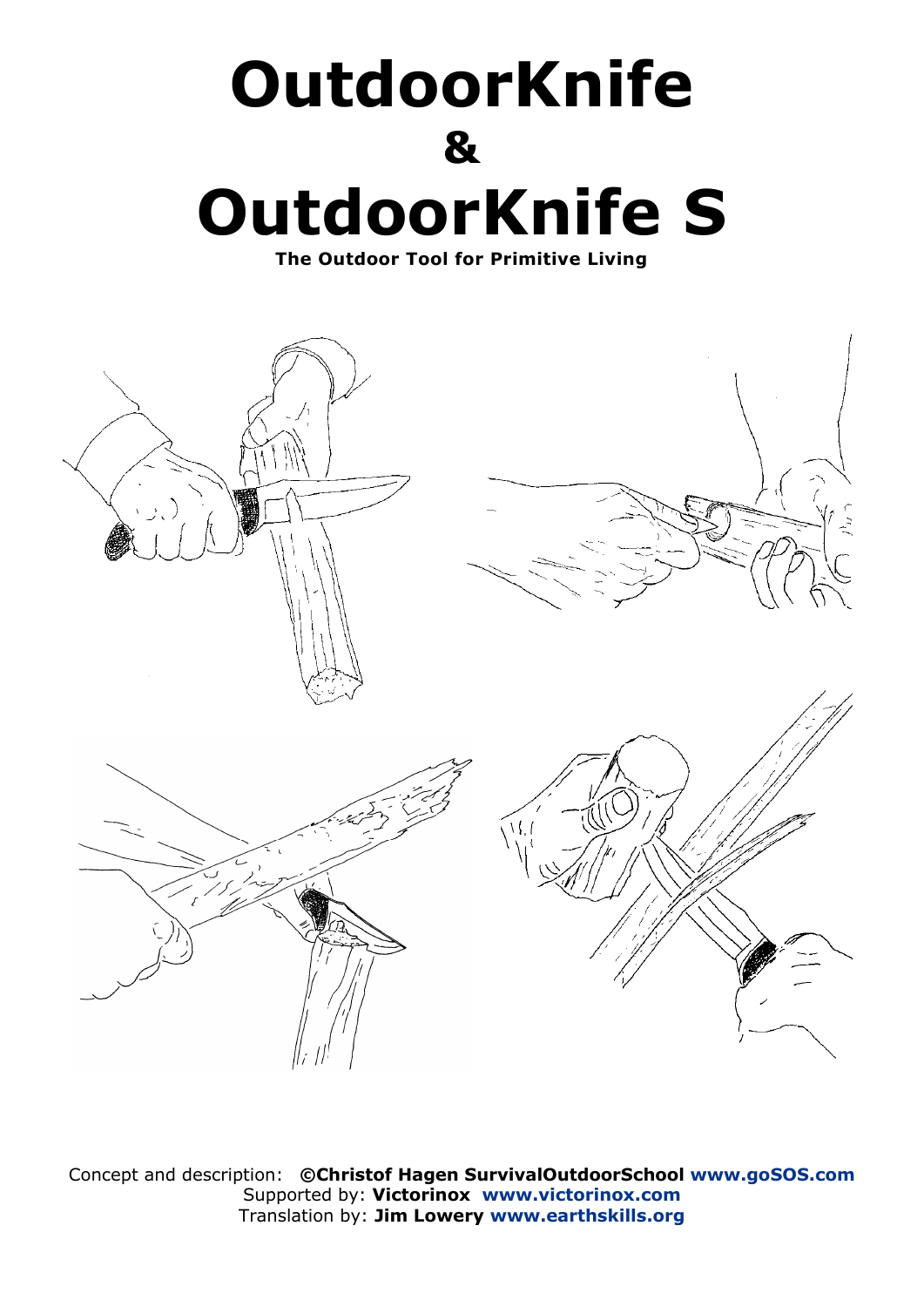# OutdoorKnife
# &
# OutdoorKnife S

**The Outdoor Tool for Primitive Living**

Concept and description: **©Christof Hagen SurvivalOutdoorSchool www.goSOS.com**
Supported by: **Victorinox www.victorinox.com**
Translation by: **Jim Lowery www.earthskills.org**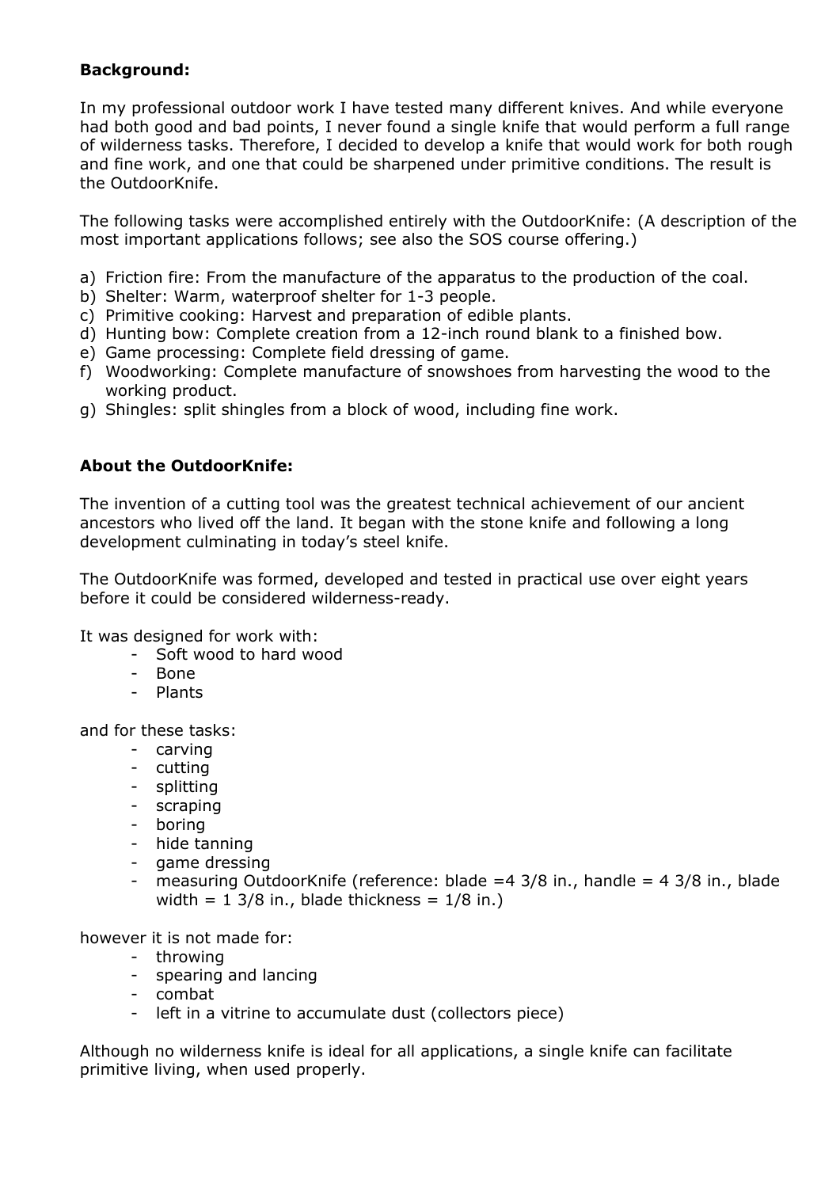**Background:**

In my professional outdoor work I have tested many different knives. And while everyone had both good and bad points, I never found a single knife that would perform a full range of wilderness tasks. Therefore, I decided to develop a knife that would work for both rough and fine work, and one that could be sharpened under primitive conditions. The result is the OutdoorKnife.

The following tasks were accomplished entirely with the OutdoorKnife: (A description of the most important applications follows; see also the SOS course offering.)

a) Friction fire: From the manufacture of the apparatus to the production of the coal.
b) Shelter: Warm, waterproof shelter for 1-3 people.
c) Primitive cooking: Harvest and preparation of edible plants.
d) Hunting bow: Complete creation from a 12-inch round blank to a finished bow.
e) Game processing: Complete field dressing of game.
f) Woodworking: Complete manufacture of snowshoes from harvesting the wood to the working product.
g) Shingles: split shingles from a block of wood, including fine work.

**About the OutdoorKnife:**

The invention of a cutting tool was the greatest technical achievement of our ancient ancestors who lived off the land. It began with the stone knife and following a long development culminating in today's steel knife.

The OutdoorKnife was formed, developed and tested in practical use over eight years before it could be considered wilderness-ready.

It was designed for work with:

- Soft wood to hard wood
- Bone
- Plants

and for these tasks:

- carving
- cutting
- splitting
- scraping
- boring
- hide tanning
- game dressing
- measuring OutdoorKnife (reference: blade =4 3/8 in., handle = 4 3/8 in., blade width = 1 3/8 in., blade thickness = 1/8 in.)

however it is not made for:

- throwing
- spearing and lancing
- combat
- left in a vitrine to accumulate dust (collectors piece)

Although no wilderness knife is ideal for all applications, a single knife can facilitate primitive living, when used properly.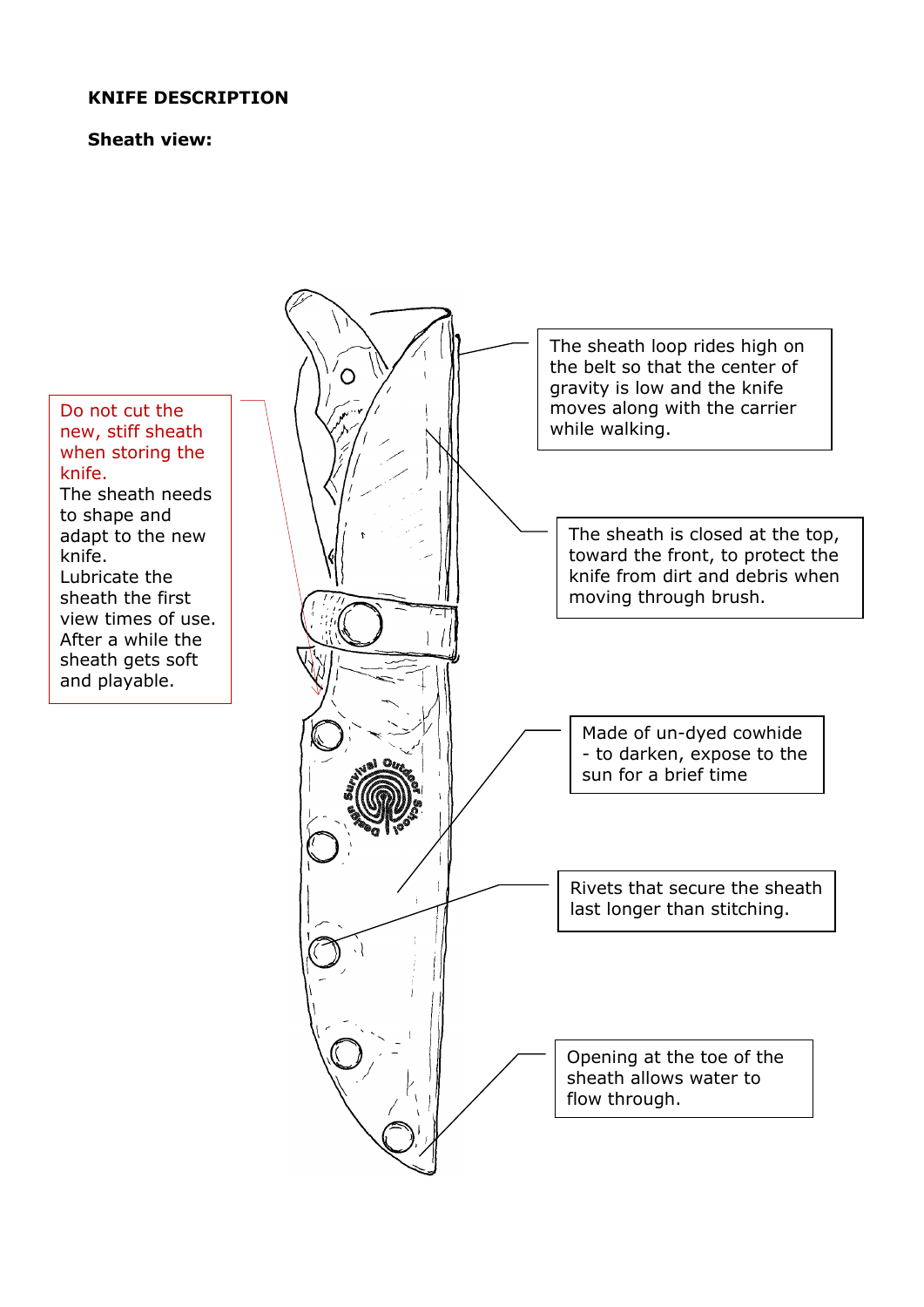**KNIFE DESCRIPTION**

**Sheath view:**

Do not cut the new, stiff sheath when storing the knife.
The sheath needs to shape and adapt to the new knife.
Lubricate the sheath the first view times of use.
After a while the sheath gets soft and playable.

The sheath loop rides high on the belt so that the center of gravity is low and the knife moves along with the carrier while walking.

The sheath is closed at the top, toward the front, to protect the knife from dirt and debris when moving through brush.

Made of un-dyed cowhide - to darken, expose to the sun for a brief time

Rivets that secure the sheath last longer than stitching.

Opening at the toe of the sheath allows water to flow through.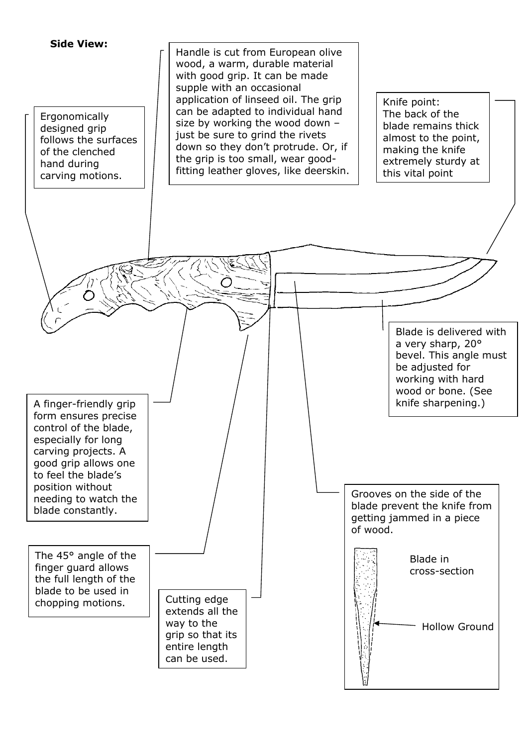**Side View:**

Ergonomically designed grip follows the surfaces of the clenched hand during carving motions.

Handle is cut from European olive wood, a warm, durable material with good grip. It can be made supple with an occasional application of linseed oil. The grip can be adapted to individual hand size by working the wood down – just be sure to grind the rivets down so they don't protrude. Or, if the grip is too small, wear good-fitting leather gloves, like deerskin.

Knife point:
The back of the blade remains thick almost to the point, making the knife extremely sturdy at this vital point

Blade is delivered with a very sharp, 20° bevel. This angle must be adjusted for working with hard wood or bone. (See knife sharpening.)

A finger-friendly grip form ensures precise control of the blade, especially for long carving projects. A good grip allows one to feel the blade's position without needing to watch the blade constantly.

Grooves on the side of the blade prevent the knife from getting jammed in a piece of wood.

Blade in cross-section

Hollow Ground

The 45° angle of the finger guard allows the full length of the blade to be used in chopping motions.

Cutting edge extends all the way to the grip so that its entire length can be used.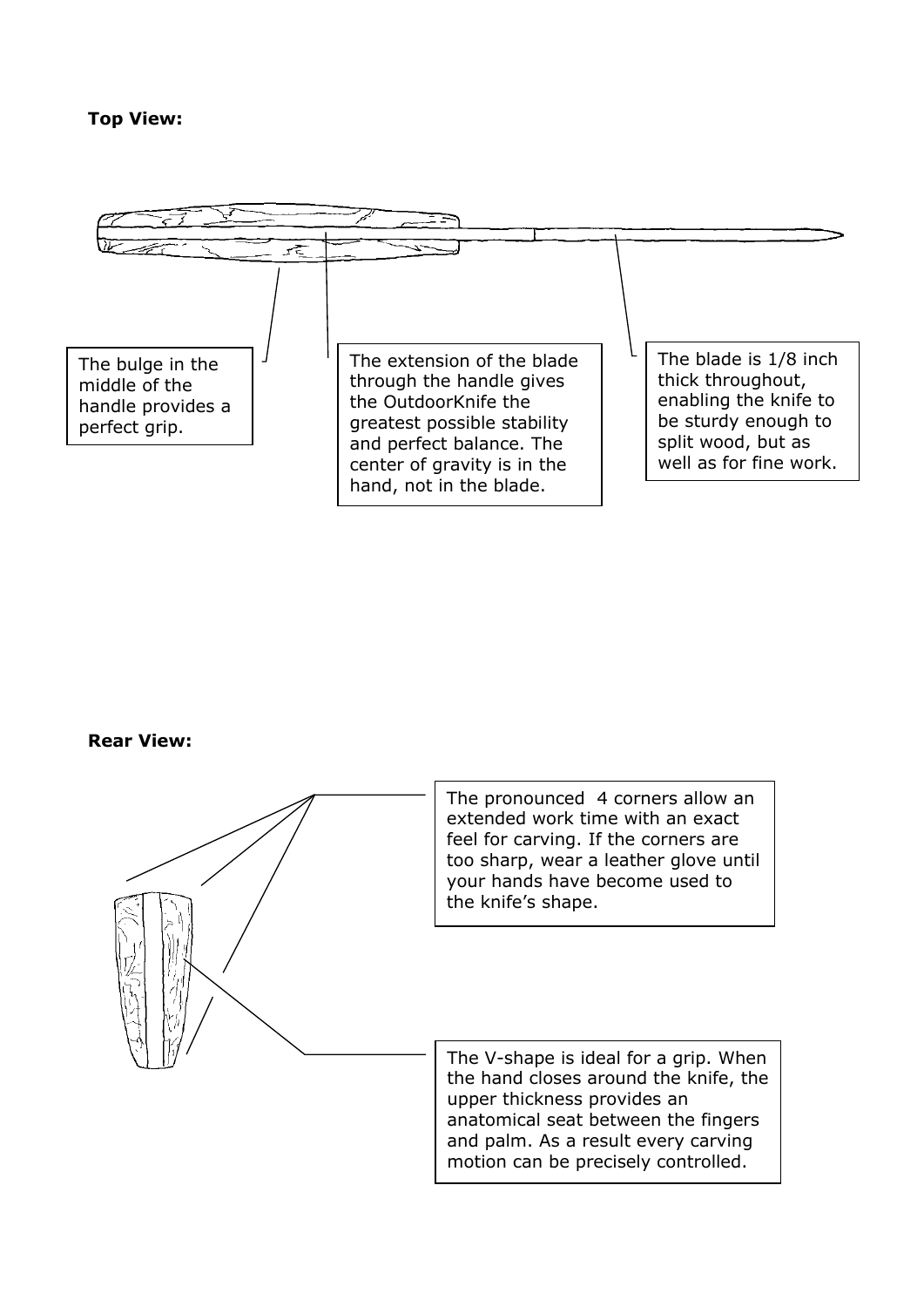**Top View:**

The bulge in the middle of the handle provides a perfect grip.

The extension of the blade through the handle gives the OutdoorKnife the greatest possible stability and perfect balance. The center of gravity is in the hand, not in the blade.

The blade is 1/8 inch thick throughout, enabling the knife to be sturdy enough to split wood, but as well as for fine work.

**Rear View:**

The pronounced 4 corners allow an extended work time with an exact feel for carving. If the corners are too sharp, wear a leather glove until your hands have become used to the knife's shape.

The V-shape is ideal for a grip. When the hand closes around the knife, the upper thickness provides an anatomical seat between the fingers and palm. As a result every carving motion can be precisely controlled.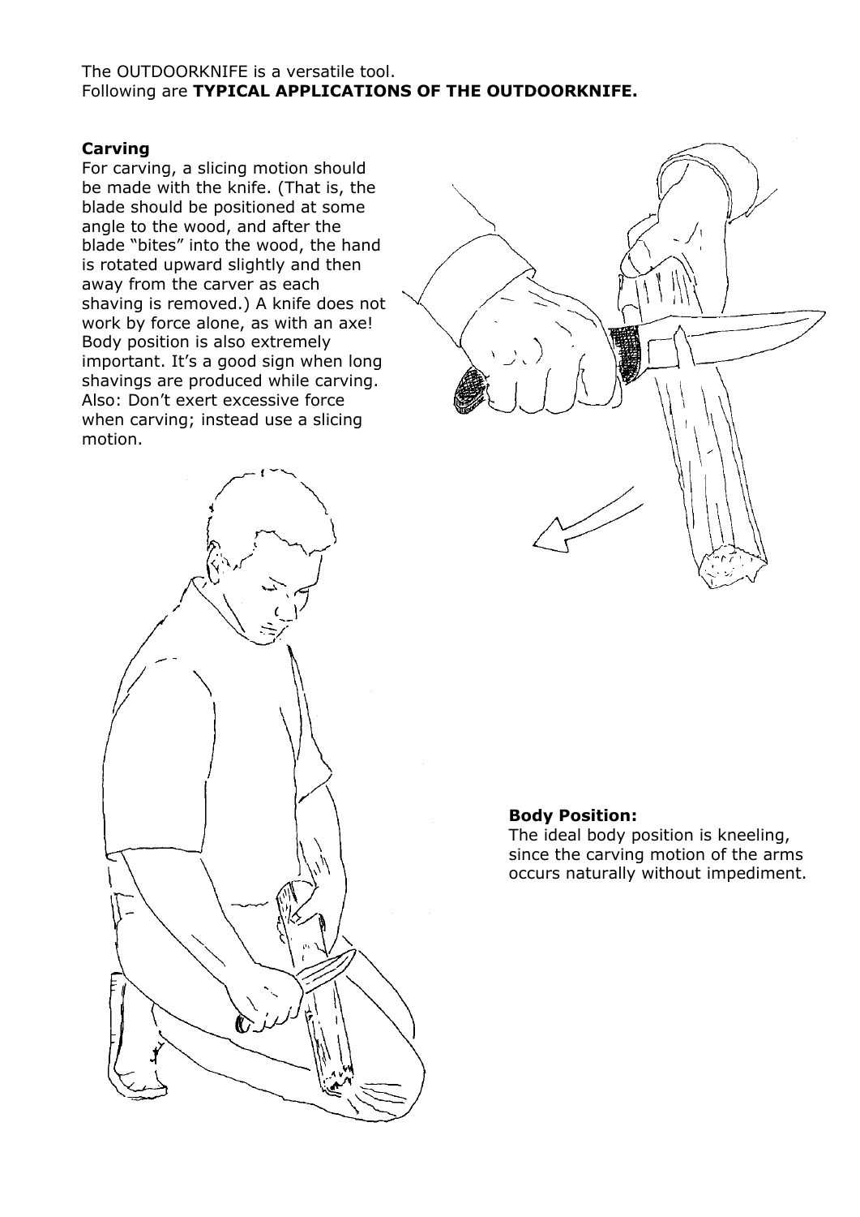The OUTDOORKNIFE is a versatile tool.
Following are **TYPICAL APPLICATIONS OF THE OUTDOORKNIFE.**

**Carving**

For carving, a slicing motion should be made with the knife. (That is, the blade should be positioned at some angle to the wood, and after the blade "bites" into the wood, the hand is rotated upward slightly and then away from the carver as each shaving is removed.) A knife does not work by force alone, as with an axe! Body position is also extremely important. It's a good sign when long shavings are produced while carving. Also: Don't exert excessive force when carving; instead use a slicing motion.

**Body Position:**

The ideal body position is kneeling, since the carving motion of the arms occurs naturally without impediment.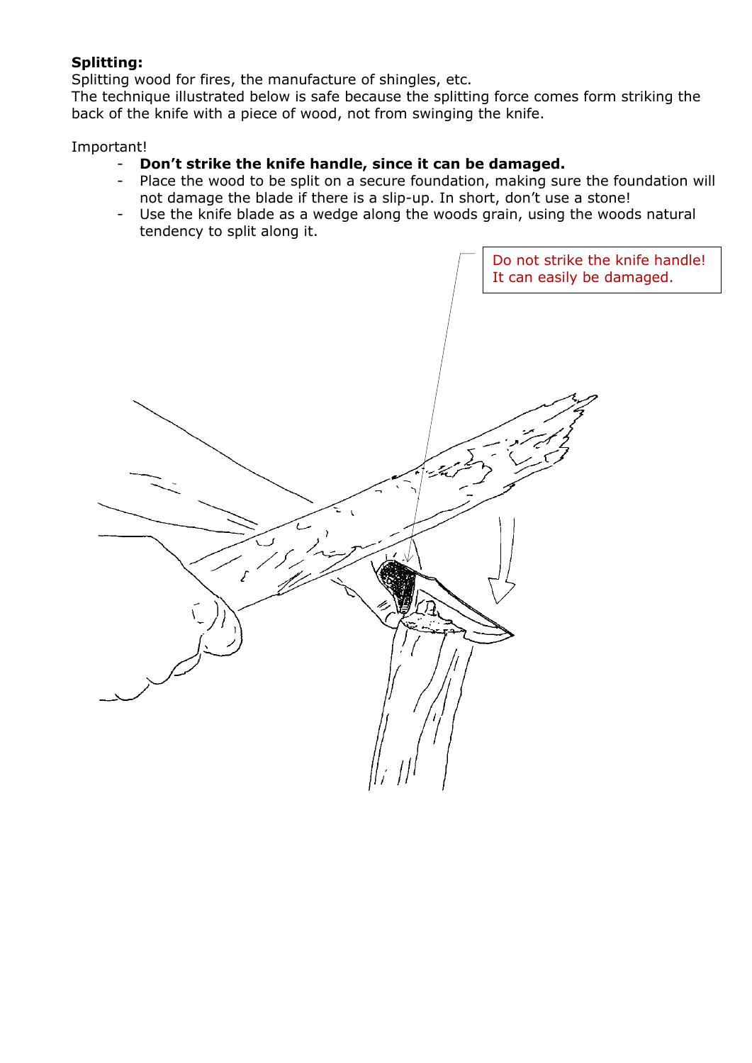**Splitting:**

Splitting wood for fires, the manufacture of shingles, etc.
The technique illustrated below is safe because the splitting force comes form striking the back of the knife with a piece of wood, not from swinging the knife.

Important!

- **Don't strike the knife handle, since it can be damaged.**
- Place the wood to be split on a secure foundation, making sure the foundation will not damage the blade if there is a slip-up. In short, don't use a stone!
- Use the knife blade as a wedge along the woods grain, using the woods natural tendency to split along it.

Do not strike the knife handle! It can easily be damaged.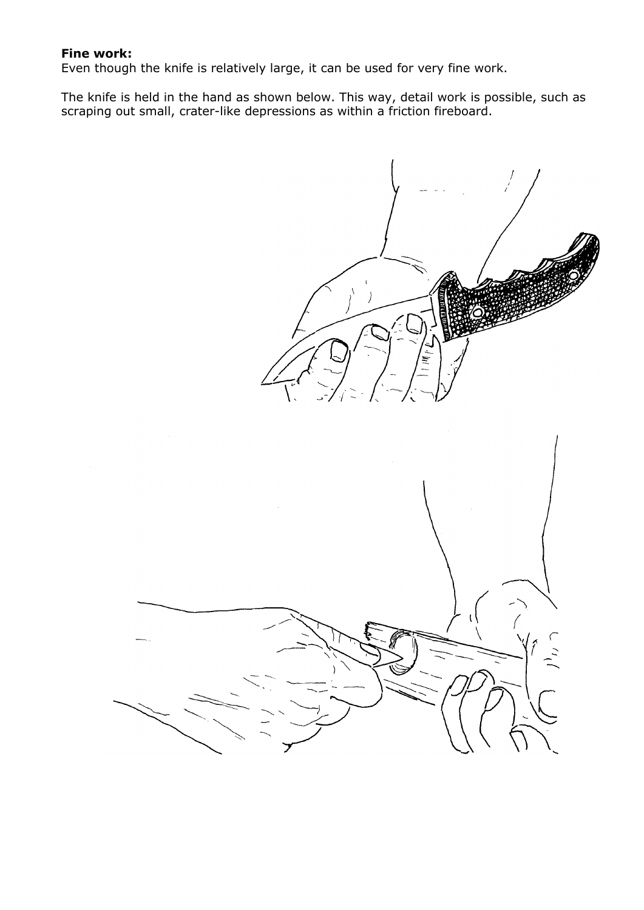**Fine work:**
Even though the knife is relatively large, it can be used for very fine work.

The knife is held in the hand as shown below. This way, detail work is possible, such as scraping out small, crater-like depressions as within a friction fireboard.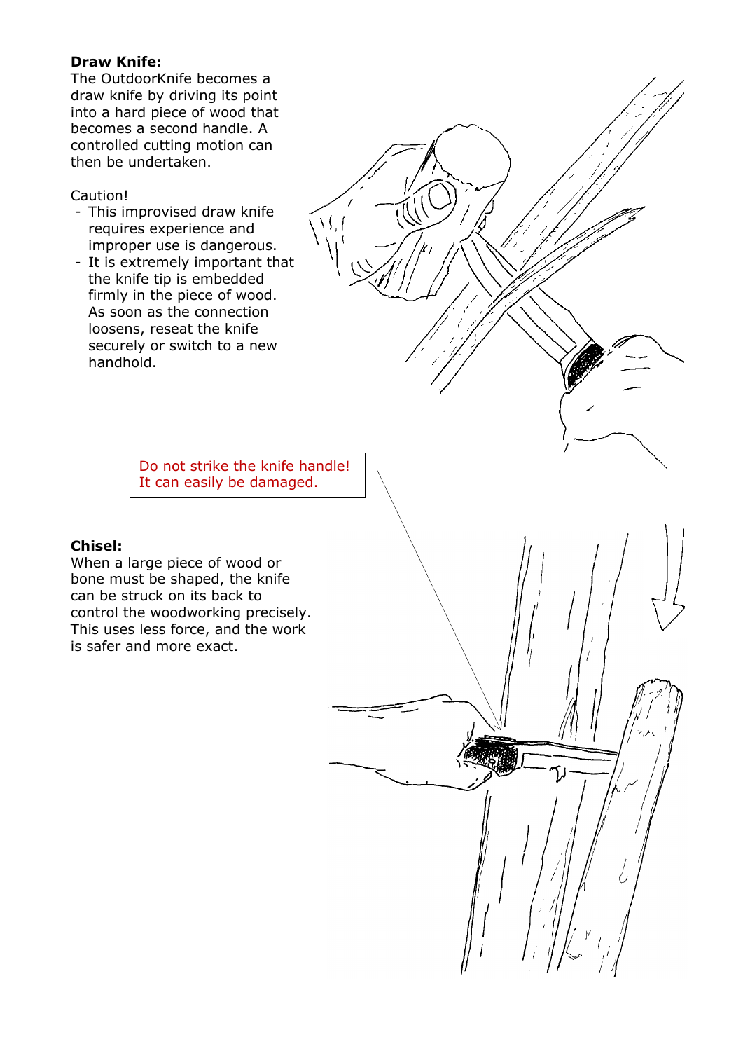**Draw Knife:**
The OutdoorKnife becomes a draw knife by driving its point into a hard piece of wood that becomes a second handle. A controlled cutting motion can then be undertaken.

Caution!

- This improvised draw knife requires experience and improper use is dangerous.
- It is extremely important that the knife tip is embedded firmly in the piece of wood. As soon as the connection loosens, reseat the knife securely or switch to a new handhold.

Do not strike the knife handle! It can easily be damaged.

**Chisel:**
When a large piece of wood or bone must be shaped, the knife can be struck on its back to control the woodworking precisely. This uses less force, and the work is safer and more exact.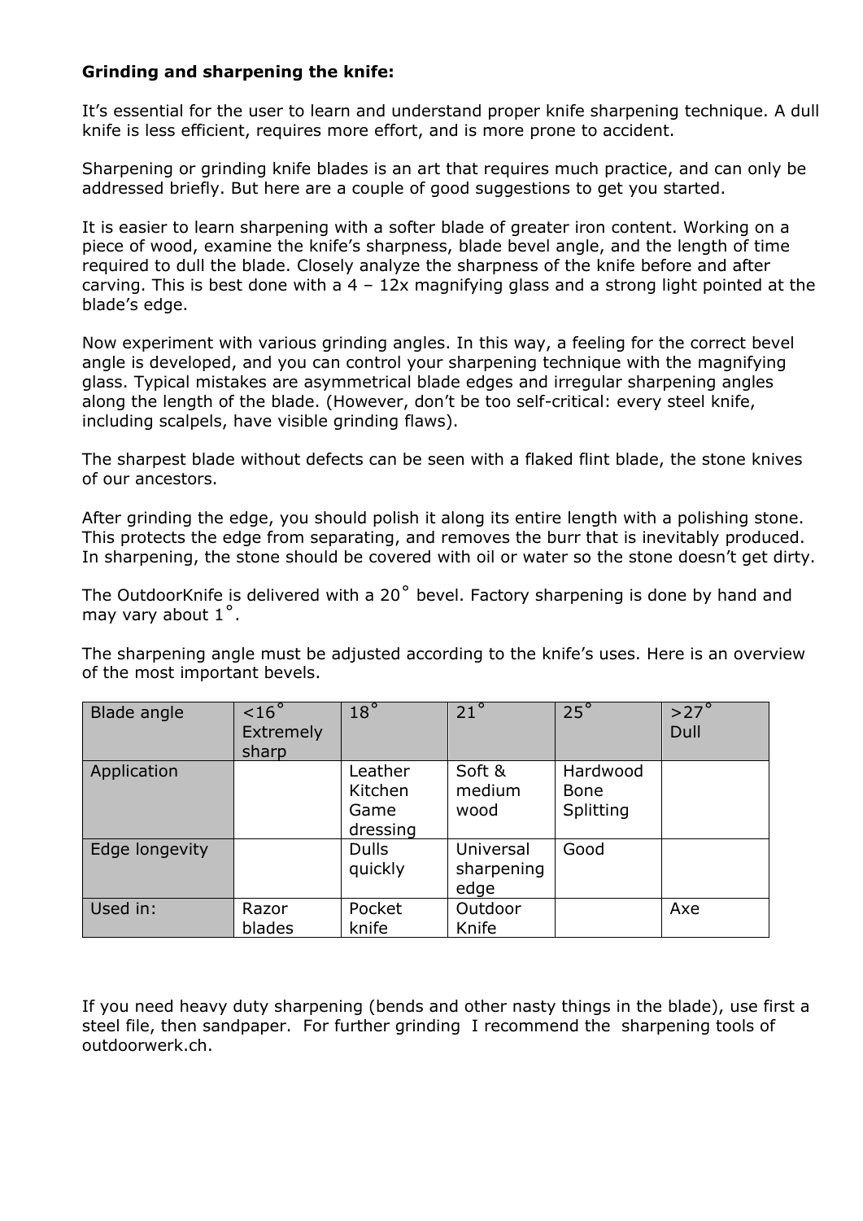**Grinding and sharpening the knife:**

It's essential for the user to learn and understand proper knife sharpening technique. A dull knife is less efficient, requires more effort, and is more prone to accident.

Sharpening or grinding knife blades is an art that requires much practice, and can only be addressed briefly. But here are a couple of good suggestions to get you started.

It is easier to learn sharpening with a softer blade of greater iron content. Working on a piece of wood, examine the knife's sharpness, blade bevel angle, and the length of time required to dull the blade. Closely analyze the sharpness of the knife before and after carving. This is best done with a 4 – 12x magnifying glass and a strong light pointed at the blade's edge.

Now experiment with various grinding angles. In this way, a feeling for the correct bevel angle is developed, and you can control your sharpening technique with the magnifying glass. Typical mistakes are asymmetrical blade edges and irregular sharpening angles along the length of the blade. (However, don't be too self-critical: every steel knife, including scalpels, have visible grinding flaws).

The sharpest blade without defects can be seen with a flaked flint blade, the stone knives of our ancestors.

After grinding the edge, you should polish it along its entire length with a polishing stone. This protects the edge from separating, and removes the burr that is inevitably produced. In sharpening, the stone should be covered with oil or water so the stone doesn't get dirty.

The OutdoorKnife is delivered with a 20˚ bevel. Factory sharpening is done by hand and may vary about 1˚.

The sharpening angle must be adjusted according to the knife's uses. Here is an overview of the most important bevels.

| Blade angle | <16˚ Extremely sharp | 18˚ | 21˚ | 25˚ | >27˚ Dull |
|---|---|---|---|---|---|
| Application | | Leather Kitchen Game dressing | Soft & medium wood | Hardwood Bone Splitting | |
| Edge longevity | | Dulls quickly | Universal sharpening edge | Good | |
| Used in: | Razor blades | Pocket knife | Outdoor Knife | | Axe |

If you need heavy duty sharpening (bends and other nasty things in the blade), use first a steel file, then sandpaper. For further grinding I recommend the sharpening tools of outdoorwerk.ch.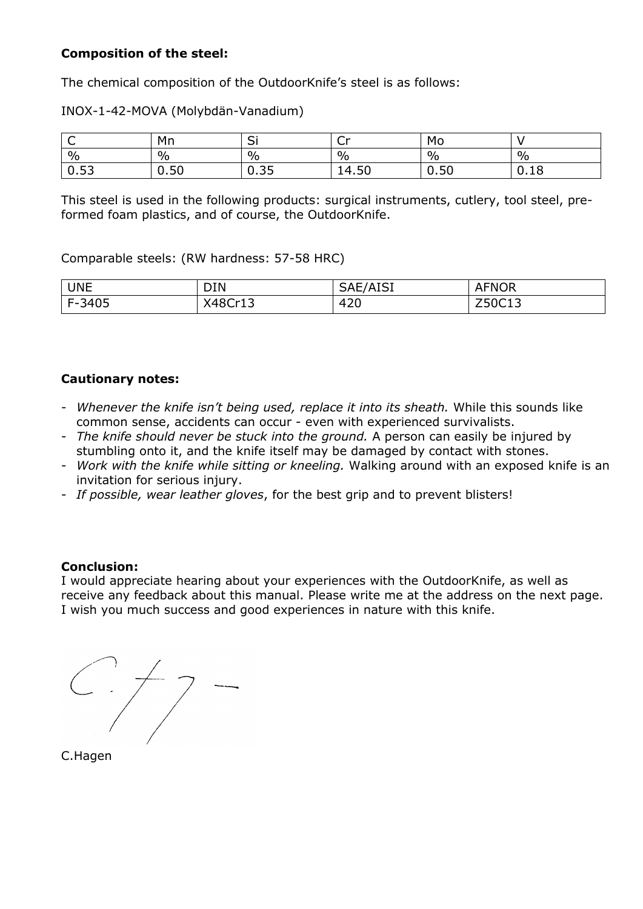**Composition of the steel:**

The chemical composition of the OutdoorKnife's steel is as follows:

INOX-1-42-MOVA (Molybdän-Vanadium)

| C | Mn | Si | Cr | Mo | V |
|---|---|---|---|---|---|
| % | % | % | % | % | % |
| 0.53 | 0.50 | 0.35 | 14.50 | 0.50 | 0.18 |

This steel is used in the following products: surgical instruments, cutlery, tool steel, pre-formed foam plastics, and of course, the OutdoorKnife.

Comparable steels: (RW hardness: 57-58 HRC)

| UNE | DIN | SAE/AISI | AFNOR |
|---|---|---|---|
| F-3405 | X48Cr13 | 420 | Z50C13 |

**Cautionary notes:**

- *Whenever the knife isn't being used, replace it into its sheath.* While this sounds like common sense, accidents can occur - even with experienced survivalists.
- *The knife should never be stuck into the ground.* A person can easily be injured by stumbling onto it, and the knife itself may be damaged by contact with stones.
- *Work with the knife while sitting or kneeling.* Walking around with an exposed knife is an invitation for serious injury.
- *If possible, wear leather gloves*, for the best grip and to prevent blisters!

**Conclusion:**
I would appreciate hearing about your experiences with the OutdoorKnife, as well as receive any feedback about this manual. Please write me at the address on the next page. I wish you much success and good experiences in nature with this knife.

C.Hagen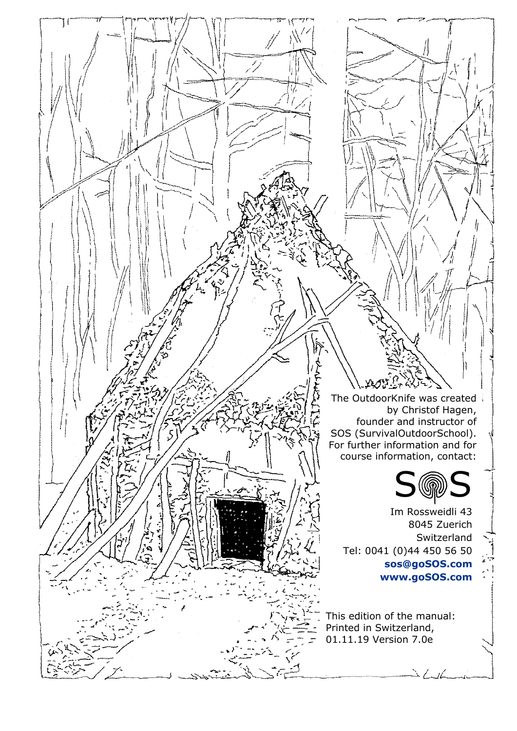The OutdoorKnife was created by Christof Hagen, founder and instructor of SOS (SurvivalOutdoorSchool). For further information and for course information, contact:

SOS

Im Rossweidli 43
8045 Zuerich
Switzerland
Tel: 0041 (0)44 450 56 50
**sos@goSOS.com**
**www.goSOS.com**

This edition of the manual:
Printed in Switzerland,
01.11.19 Version 7.0e